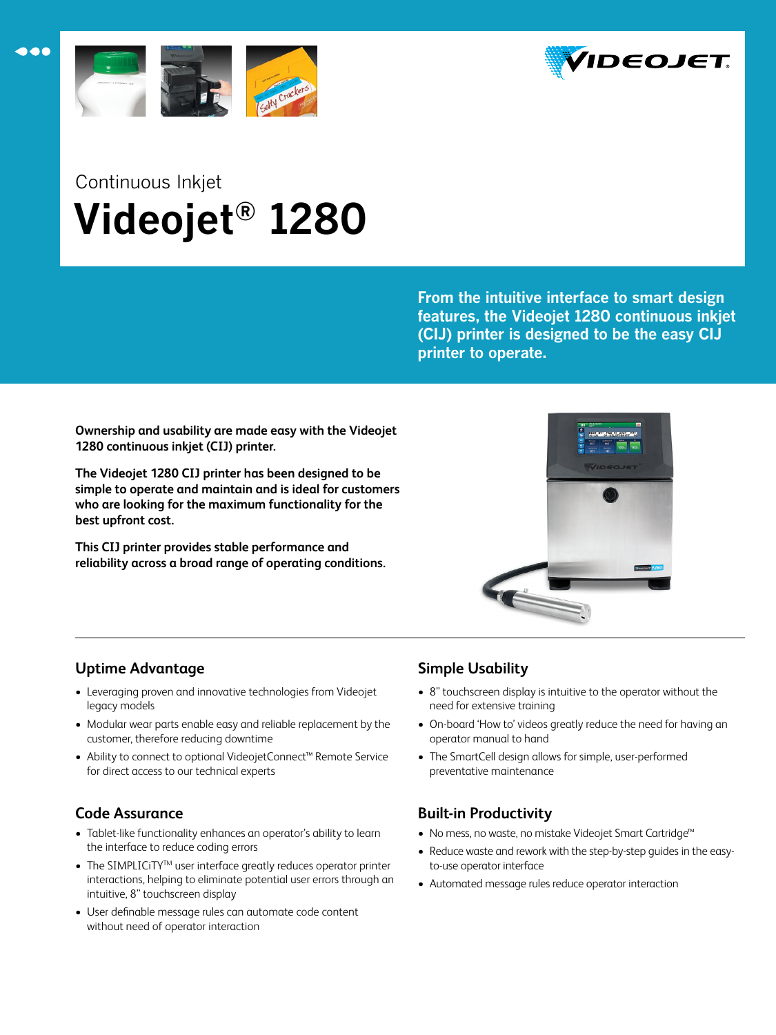Continuous Inkjet

# Videojet® 1280

**From the intuitive interface to smart design features, the Videojet 1280 continuous inkjet (CIJ) printer is designed to be the easy CIJ printer to operate.**

**Ownership and usability are made easy with the Videojet 1280 continuous inkjet (CIJ) printer.**

**The Videojet 1280 CIJ printer has been designed to be simple to operate and maintain and is ideal for customers who are looking for the maximum functionality for the best upfront cost.**

**This CIJ printer provides stable performance and reliability across a broad range of operating conditions.**

## Uptime Advantage

- Leveraging proven and innovative technologies from Videojet legacy models
- Modular wear parts enable easy and reliable replacement by the customer, therefore reducing downtime
- Ability to connect to optional VideojetConnect™ Remote Service for direct access to our technical experts

## Code Assurance

- Tablet-like functionality enhances an operator's ability to learn the interface to reduce coding errors
- The SIMPLICiTY™ user interface greatly reduces operator printer interactions, helping to eliminate potential user errors through an intuitive, 8" touchscreen display
- User definable message rules can automate code content without need of operator interaction

## Simple Usability

- 8" touchscreen display is intuitive to the operator without the need for extensive training
- On-board 'How to' videos greatly reduce the need for having an operator manual to hand
- The SmartCell design allows for simple, user-performed preventative maintenance

## Built-in Productivity

- No mess, no waste, no mistake Videojet Smart Cartridge™
- Reduce waste and rework with the step-by-step guides in the easy-to-use operator interface
- Automated message rules reduce operator interaction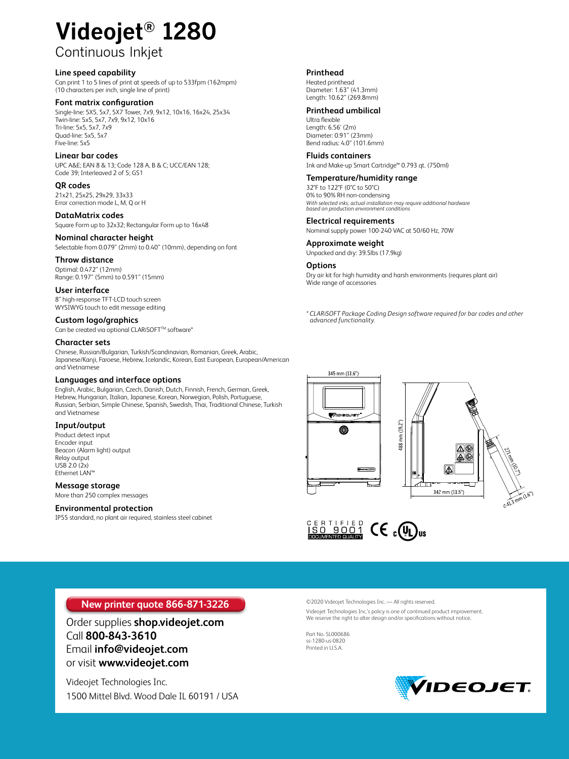# Videojet® 1280

Continuous Inkjet

### Line speed capability

Can print 1 to 5 lines of print at speeds of up to 533fpm (162mpm) (10 characters per inch, single line of print)

### Font matrix configuration

Single-line: 5X5, 5x7, 5X7 Tower, 7x9, 9x12, 10x16, 16x24, 25x34
Twin-line: 5x5, 5x7, 7x9, 9x12, 10x16
Tri-line: 5x5, 5x7, 7x9
Quad-line: 5x5, 5x7
Five-line: 5x5

### Linear bar codes

UPC A&E; EAN 8 & 13; Code 128 A, B & C; UCC/EAN 128; Code 39; Interleaved 2 of 5; GS1

### QR codes

21x21, 25x25, 29x29, 33x33
Error correction mode L, M, Q or H

### DataMatrix codes

Square Form up to 32x32; Rectangular Form up to 16x48

### Nominal character height

Selectable from 0.079" (2mm) to 0.40" (10mm), depending on font

### Throw distance

Optimal: 0.472" (12mm)
Range: 0.197" (5mm) to 0.591" (15mm)

### User interface

8" high-response TFT-LCD touch screen
WYSIWYG touch to edit message editing

### Custom logo/graphics

Can be created via optional CLARiSOFT™ software*

### Character sets

Chinese, Russian/Bulgarian, Turkish/Scandinavian, Romanian, Greek, Arabic, Japanese/Kanji, Faroese, Hebrew, Icelandic, Korean, East European, European/American and Vietnamese

### Languages and interface options

English, Arabic, Bulgarian, Czech, Danish, Dutch, Finnish, French, German, Greek, Hebrew, Hungarian, Italian, Japanese, Korean, Norwegian, Polish, Portuguese, Russian, Serbian, Simple Chinese, Spanish, Swedish, Thai, Traditional Chinese, Turkish and Vietnamese

### Input/output

Product detect input
Encoder input
Beacon (Alarm light) output
Relay output
USB 2.0 (2x)
Ethernet LAN™

### Message storage

More than 250 complex messages

### Environmental protection

IP55 standard, no plant air required, stainless steel cabinet

### Printhead

Heated printhead
Diameter: 1.63" (41.3mm)
Length: 10.62" (269.8mm)

### Printhead umbilical

Ultra flexible
Length: 6.56' (2m)
Diameter: 0.91" (23mm)
Bend radius: 4.0" (101.6mm)

### Fluids containers

Ink and Make-up Smart Cartridge™ 0.793 qt. (750ml)

### Temperature/humidity range

32°F to 122°F (0°C to 50°C)
0% to 90% RH non-condensing
*With selected inks; actual installation may require additional hardware based on production environment conditions*

### Electrical requirements

Nominal supply power 100-240 VAC at 50/60 Hz, 70W

### Approximate weight

Unpacked and dry: 39.5lbs (17.9kg)

### Options

Dry air kit for high humidity and harsh environments (requires plant air)
Wide range of accessories

*\* CLARiSOFT Package Coding Design software required for bar codes and other advanced functionality.*

345 mm (13.6")
488 mm (19.2")
342 mm (13.5")
271 mm (10.7")
Ø41.3 mm (1.6")

CERTIFIED ISO 9001 DOCUMENTED QUALITY

**New printer quote 866-871-3226**

Order supplies **shop.videojet.com**
Call **800-843-3610**
Email **info@videojet.com**
or visit **www.videojet.com**

Videojet Technologies Inc.
1500 Mittel Blvd. Wood Dale IL 60191 / USA

©2020 Videojet Technologies Inc. — All rights reserved.

Videojet Technologies Inc.'s policy is one of continued product improvement. We reserve the right to alter design and/or specifications without notice.

Part No. SL000686
ss-1280-us-0820
Printed in U.S.A.